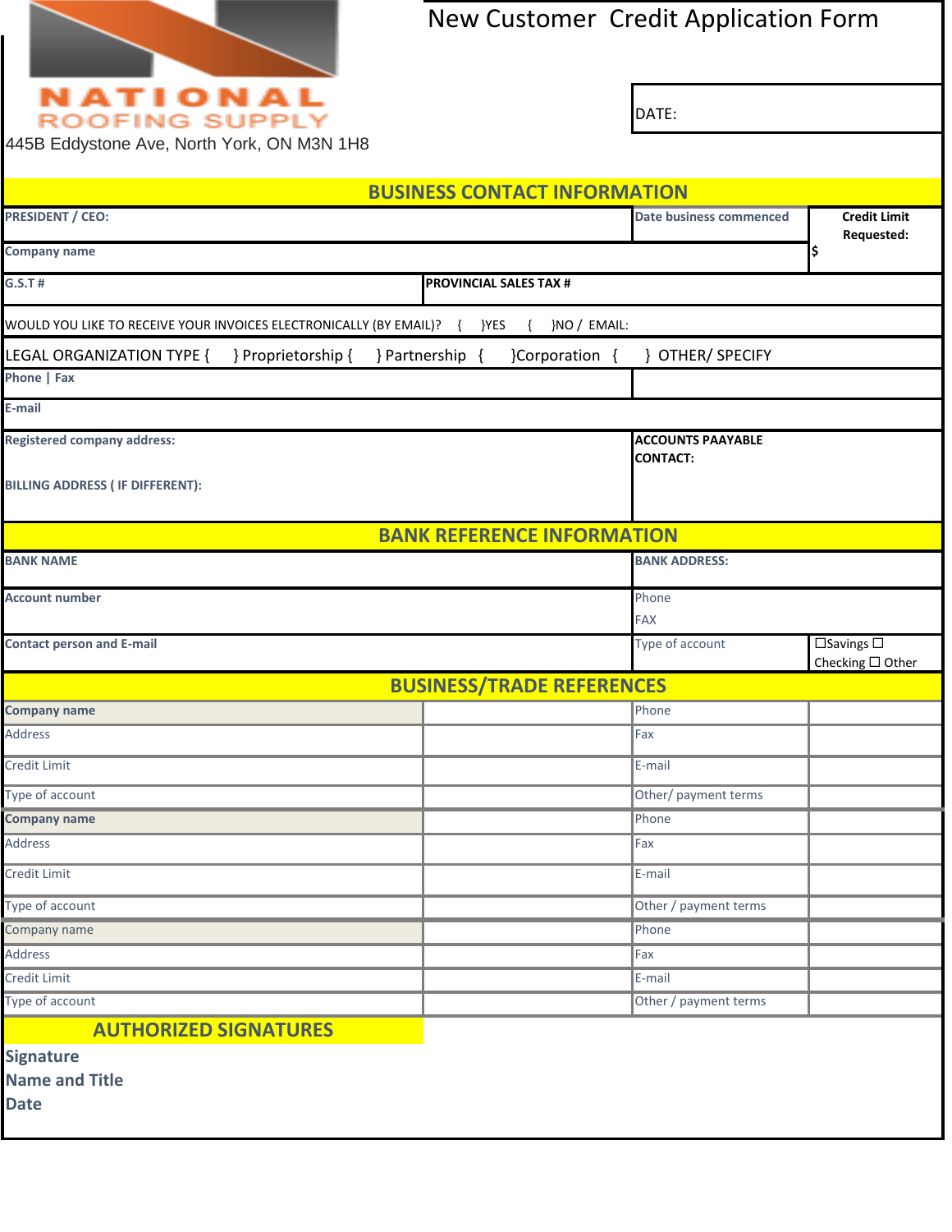NATIONAL ROOFING SUPPLY

445B Eddystone Ave, North York, ON M3N 1H8

# New Customer Credit Application Form

DATE:

## BUSINESS CONTACT INFORMATION

| | | |
|---|---|---|
| **PRESIDENT / CEO:** | **Date business commenced** | **Credit Limit Requested:** $ |
| **Company name** | | |

| | |
|---|---|
| **G.S.T #** | **PROVINCIAL SALES TAX #** |

WOULD YOU LIKE TO RECEIVE YOUR INVOICES ELECTRONICALLY (BY EMAIL)? { }YES { }NO / EMAIL:

LEGAL ORGANIZATION TYPE { } Proprietorship { } Partnership { }Corporation { } OTHER/ SPECIFY

| | |
|---|---|
| **Phone \| Fax** | |
| **E-mail** | |
| **Registered company address:**<br><br>**BILLING ADDRESS ( IF DIFFERENT):** | **ACCOUNTS PAAYABLE CONTACT:** |

## BANK REFERENCE INFORMATION

| | | |
|---|---|---|
| **BANK NAME** | **BANK ADDRESS:** | |
| **Account number** | Phone<br>FAX | |
| **Contact person and E-mail** | Type of account | ☐Savings ☐ Checking ☐ Other |

## BUSINESS/TRADE REFERENCES

| | | | |
|---|---|---|---|
| **Company name** | | Phone | |
| Address | | Fax | |
| Credit Limit | | E-mail | |
| Type of account | | Other/ payment terms | |
| **Company name** | | Phone | |
| Address | | Fax | |
| Credit Limit | | E-mail | |
| Type of account | | Other / payment terms | |
| Company name | | Phone | |
| Address | | Fax | |
| Credit Limit | | E-mail | |
| Type of account | | Other / payment terms | |

## AUTHORIZED SIGNATURES

**Signature**

**Name and Title**

**Date**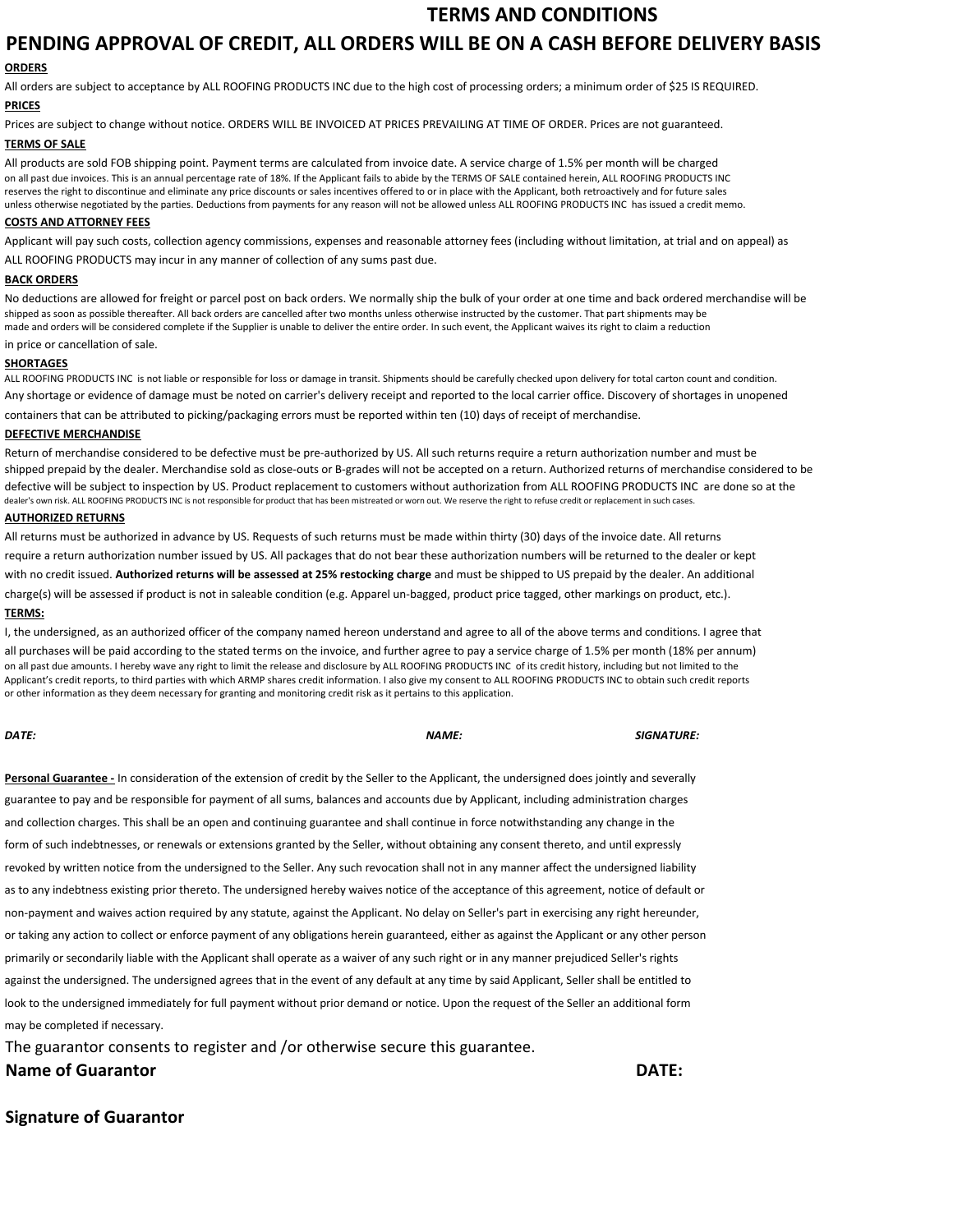# TERMS AND CONDITIONS

## PENDING APPROVAL OF CREDIT, ALL ORDERS WILL BE ON A CASH BEFORE DELIVERY BASIS

**ORDERS**

All orders are subject to acceptance by ALL ROOFING PRODUCTS INC due to the high cost of processing orders; a minimum order of $25 IS REQUIRED.

**PRICES**

Prices are subject to change without notice. ORDERS WILL BE INVOICED AT PRICES PREVAILING AT TIME OF ORDER. Prices are not guaranteed.

**TERMS OF SALE**

All products are sold FOB shipping point. Payment terms are calculated from invoice date. A service charge of 1.5% per month will be charged on all past due invoices. This is an annual percentage rate of 18%. If the Applicant fails to abide by the TERMS OF SALE contained herein, ALL ROOFING PRODUCTS INC reserves the right to discontinue and eliminate any price discounts or sales incentives offered to or in place with the Applicant, both retroactively and for future sales unless otherwise negotiated by the parties. Deductions from payments for any reason will not be allowed unless ALL ROOFING PRODUCTS INC has issued a credit memo.

**COSTS AND ATTORNEY FEES**

Applicant will pay such costs, collection agency commissions, expenses and reasonable attorney fees (including without limitation, at trial and on appeal) as ALL ROOFING PRODUCTS may incur in any manner of collection of any sums past due.

**BACK ORDERS**

No deductions are allowed for freight or parcel post on back orders. We normally ship the bulk of your order at one time and back ordered merchandise will be shipped as soon as possible thereafter. All back orders are cancelled after two months unless otherwise instructed by the customer. That part shipments may be made and orders will be considered complete if the Supplier is unable to deliver the entire order. In such event, the Applicant waives its right to claim a reduction in price or cancellation of sale.

**SHORTAGES**

ALL ROOFING PRODUCTS INC is not liable or responsible for loss or damage in transit. Shipments should be carefully checked upon delivery for total carton count and condition. Any shortage or evidence of damage must be noted on carrier's delivery receipt and reported to the local carrier office. Discovery of shortages in unopened containers that can be attributed to picking/packaging errors must be reported within ten (10) days of receipt of merchandise.

**DEFECTIVE MERCHANDISE**

Return of merchandise considered to be defective must be pre-authorized by US. All such returns require a return authorization number and must be shipped prepaid by the dealer. Merchandise sold as close-outs or B-grades will not be accepted on a return. Authorized returns of merchandise considered to be defective will be subject to inspection by US. Product replacement to customers without authorization from ALL ROOFING PRODUCTS INC are done so at the dealer's own risk. ALL ROOFING PRODUCTS INC is not responsible for product that has been mistreated or worn out. We reserve the right to refuse credit or replacement in such cases.

**AUTHORIZED RETURNS**

All returns must be authorized in advance by US. Requests of such returns must be made within thirty (30) days of the invoice date. All returns require a return authorization number issued by US. All packages that do not bear these authorization numbers will be returned to the dealer or kept with no credit issued. **Authorized returns will be assessed at 25% restocking charge** and must be shipped to US prepaid by the dealer. An additional charge(s) will be assessed if product is not in saleable condition (e.g. Apparel un-bagged, product price tagged, other markings on product, etc.).

**TERMS:**

I, the undersigned, as an authorized officer of the company named hereon understand and agree to all of the above terms and conditions. I agree that all purchases will be paid according to the stated terms on the invoice, and further agree to pay a service charge of 1.5% per month (18% per annum) on all past due amounts. I hereby wave any right to limit the release and disclosure by ALL ROOFING PRODUCTS INC of its credit history, including but not limited to the Applicant's credit reports, to third parties with which ARMP shares credit information. I also give my consent to ALL ROOFING PRODUCTS INC to obtain such credit reports or other information as they deem necessary for granting and monitoring credit risk as it pertains to this application.

***DATE:*** ***NAME:*** ***SIGNATURE:***

**Personal Guarantee -** In consideration of the extension of credit by the Seller to the Applicant, the undersigned does jointly and severally guarantee to pay and be responsible for payment of all sums, balances and accounts due by Applicant, including administration charges and collection charges. This shall be an open and continuing guarantee and shall continue in force notwithstanding any change in the form of such indebtnesses, or renewals or extensions granted by the Seller, without obtaining any consent thereto, and until expressly revoked by written notice from the undersigned to the Seller. Any such revocation shall not in any manner affect the undersigned liability as to any indebtness existing prior thereto. The undersigned hereby waives notice of the acceptance of this agreement, notice of default or non-payment and waives action required by any statute, against the Applicant. No delay on Seller's part in exercising any right hereunder, or taking any action to collect or enforce payment of any obligations herein guaranteed, either as against the Applicant or any other person primarily or secondarily liable with the Applicant shall operate as a waiver of any such right or in any manner prejudiced Seller's rights against the undersigned. The undersigned agrees that in the event of any default at any time by said Applicant, Seller shall be entitled to look to the undersigned immediately for full payment without prior demand or notice. Upon the request of the Seller an additional form may be completed if necessary.

The guarantor consents to register and /or otherwise secure this guarantee.

**Name of Guarantor** **DATE:**

**Signature of Guarantor**